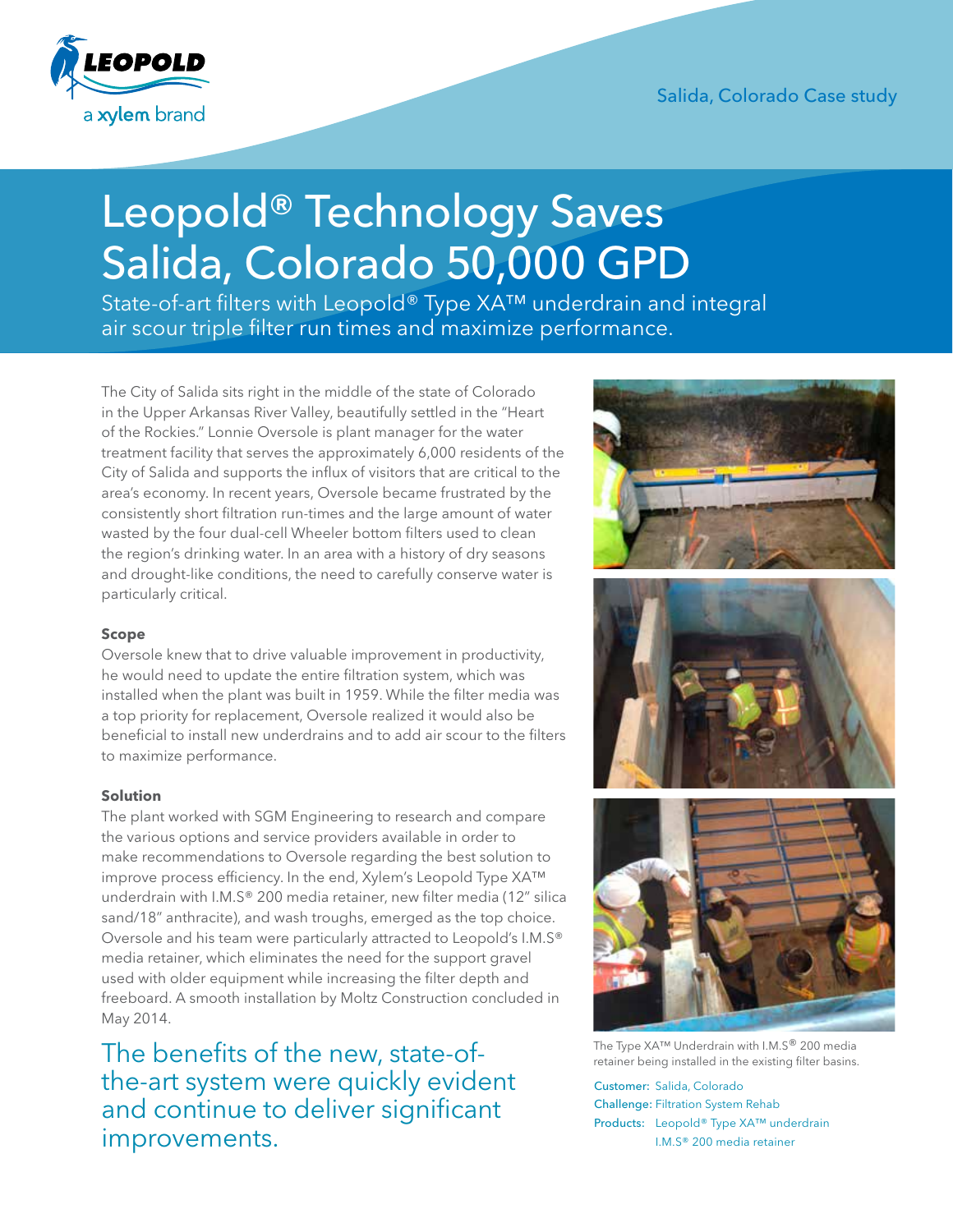Salida, Colorado Case study

# Leopold® Technology Saves Salida, Colorado 50,000 GPD

State-of-art filters with Leopold® Type XA™ underdrain and integral air scour triple filter run times and maximize performance.

The City of Salida sits right in the middle of the state of Colorado in the Upper Arkansas River Valley, beautifully settled in the "Heart of the Rockies." Lonnie Oversole is plant manager for the water treatment facility that serves the approximately 6,000 residents of the City of Salida and supports the influx of visitors that are critical to the area's economy. In recent years, Oversole became frustrated by the consistently short filtration run-times and the large amount of water wasted by the four dual-cell Wheeler bottom filters used to clean the region's drinking water. In an area with a history of dry seasons and drought-like conditions, the need to carefully conserve water is particularly critical.

**Scope**

Oversole knew that to drive valuable improvement in productivity, he would need to update the entire filtration system, which was installed when the plant was built in 1959. While the filter media was a top priority for replacement, Oversole realized it would also be beneficial to install new underdrains and to add air scour to the filters to maximize performance.

**Solution**

The plant worked with SGM Engineering to research and compare the various options and service providers available in order to make recommendations to Oversole regarding the best solution to improve process efficiency. In the end, Xylem's Leopold Type XA™ underdrain with I.M.S® 200 media retainer, new filter media (12" silica sand/18" anthracite), and wash troughs, emerged as the top choice. Oversole and his team were particularly attracted to Leopold's I.M.S® media retainer, which eliminates the need for the support gravel used with older equipment while increasing the filter depth and freeboard. A smooth installation by Moltz Construction concluded in May 2014.

## The benefits of the new, state-of-the-art system were quickly evident and continue to deliver significant improvements.

The Type XA™ Underdrain with I.M.S® 200 media retainer being installed in the existing filter basins.

Customer: Salida, Colorado
Challenge: Filtration System Rehab
Products: Leopold® Type XA™ underdrain
I.M.S® 200 media retainer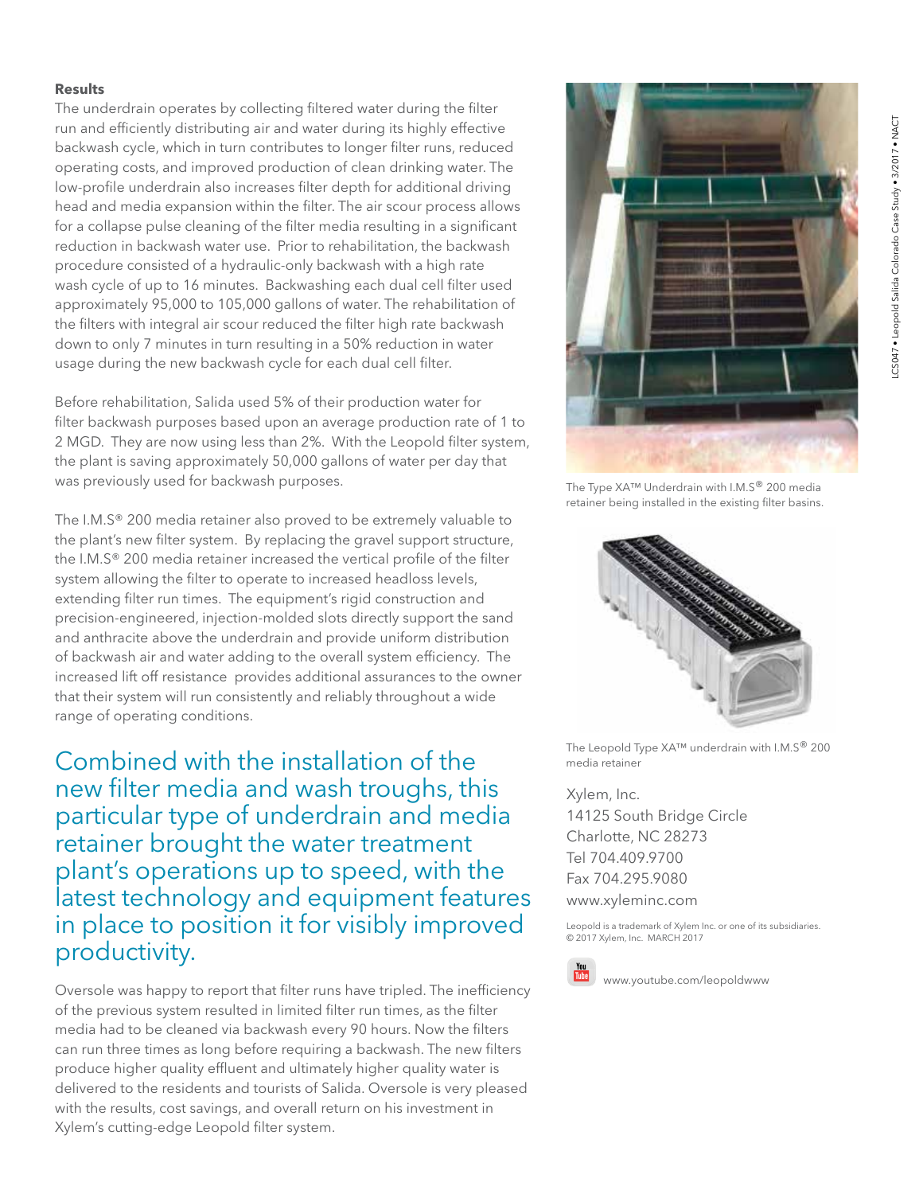### Results

The underdrain operates by collecting filtered water during the filter run and efficiently distributing air and water during its highly effective backwash cycle, which in turn contributes to longer filter runs, reduced operating costs, and improved production of clean drinking water. The low-profile underdrain also increases filter depth for additional driving head and media expansion within the filter. The air scour process allows for a collapse pulse cleaning of the filter media resulting in a significant reduction in backwash water use. Prior to rehabilitation, the backwash procedure consisted of a hydraulic-only backwash with a high rate wash cycle of up to 16 minutes. Backwashing each dual cell filter used approximately 95,000 to 105,000 gallons of water. The rehabilitation of the filters with integral air scour reduced the filter high rate backwash down to only 7 minutes in turn resulting in a 50% reduction in water usage during the new backwash cycle for each dual cell filter.

Before rehabilitation, Salida used 5% of their production water for filter backwash purposes based upon an average production rate of 1 to 2 MGD. They are now using less than 2%. With the Leopold filter system, the plant is saving approximately 50,000 gallons of water per day that was previously used for backwash purposes.

The I.M.S® 200 media retainer also proved to be extremely valuable to the plant's new filter system. By replacing the gravel support structure, the I.M.S® 200 media retainer increased the vertical profile of the filter system allowing the filter to operate to increased headloss levels, extending filter run times. The equipment's rigid construction and precision-engineered, injection-molded slots directly support the sand and anthracite above the underdrain and provide uniform distribution of backwash air and water adding to the overall system efficiency. The increased lift off resistance provides additional assurances to the owner that their system will run consistently and reliably throughout a wide range of operating conditions.

Combined with the installation of the new filter media and wash troughs, this particular type of underdrain and media retainer brought the water treatment plant's operations up to speed, with the latest technology and equipment features in place to position it for visibly improved productivity.

Oversole was happy to report that filter runs have tripled. The inefficiency of the previous system resulted in limited filter run times, as the filter media had to be cleaned via backwash every 90 hours. Now the filters can run three times as long before requiring a backwash. The new filters produce higher quality effluent and ultimately higher quality water is delivered to the residents and tourists of Salida. Oversole is very pleased with the results, cost savings, and overall return on his investment in Xylem's cutting-edge Leopold filter system.

The Type XA™ Underdrain with I.M.S® 200 media retainer being installed in the existing filter basins.

The Leopold Type XA™ underdrain with I.M.S® 200 media retainer

Xylem, Inc.
14125 South Bridge Circle
Charlotte, NC 28273
Tel 704.409.9700
Fax 704.295.9080
www.xyleminc.com

Leopold is a trademark of Xylem Inc. or one of its subsidiaries.
© 2017 Xylem, Inc. MARCH 2017

www.youtube.com/leopoldwww

LCS047 • Leopold Salida Colorado Case Study • 3/2017 • NACT